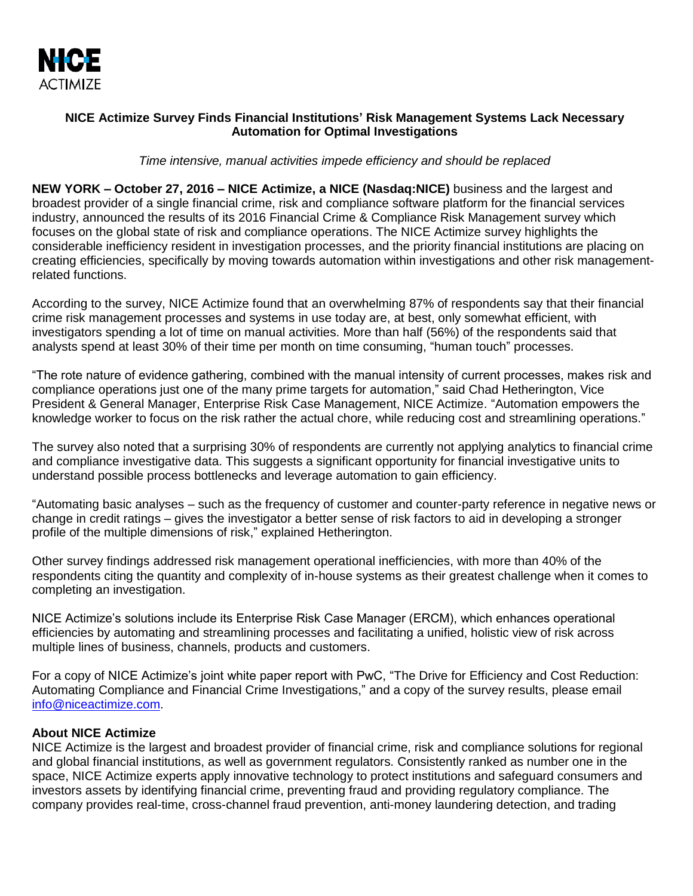NICE ACTIMIZE

**NICE Actimize Survey Finds Financial Institutions' Risk Management Systems Lack Necessary Automation for Optimal Investigations**

*Time intensive, manual activities impede efficiency and should be replaced*

**NEW YORK – October 27, 2016 – NICE Actimize, a NICE (Nasdaq:NICE)** business and the largest and broadest provider of a single financial crime, risk and compliance software platform for the financial services industry, announced the results of its 2016 Financial Crime & Compliance Risk Management survey which focuses on the global state of risk and compliance operations. The NICE Actimize survey highlights the considerable inefficiency resident in investigation processes, and the priority financial institutions are placing on creating efficiencies, specifically by moving towards automation within investigations and other risk management-related functions.

According to the survey, NICE Actimize found that an overwhelming 87% of respondents say that their financial crime risk management processes and systems in use today are, at best, only somewhat efficient, with investigators spending a lot of time on manual activities. More than half (56%) of the respondents said that analysts spend at least 30% of their time per month on time consuming, "human touch" processes.

"The rote nature of evidence gathering, combined with the manual intensity of current processes, makes risk and compliance operations just one of the many prime targets for automation," said Chad Hetherington, Vice President & General Manager, Enterprise Risk Case Management, NICE Actimize. "Automation empowers the knowledge worker to focus on the risk rather the actual chore, while reducing cost and streamlining operations."

The survey also noted that a surprising 30% of respondents are currently not applying analytics to financial crime and compliance investigative data. This suggests a significant opportunity for financial investigative units to understand possible process bottlenecks and leverage automation to gain efficiency.

"Automating basic analyses – such as the frequency of customer and counter-party reference in negative news or change in credit ratings – gives the investigator a better sense of risk factors to aid in developing a stronger profile of the multiple dimensions of risk," explained Hetherington.

Other survey findings addressed risk management operational inefficiencies, with more than 40% of the respondents citing the quantity and complexity of in-house systems as their greatest challenge when it comes to completing an investigation.

NICE Actimize's solutions include its Enterprise Risk Case Manager (ERCM), which enhances operational efficiencies by automating and streamlining processes and facilitating a unified, holistic view of risk across multiple lines of business, channels, products and customers.

For a copy of NICE Actimize's joint white paper report with PwC, "The Drive for Efficiency and Cost Reduction: Automating Compliance and Financial Crime Investigations," and a copy of the survey results, please email info@niceactimize.com.

**About NICE Actimize**

NICE Actimize is the largest and broadest provider of financial crime, risk and compliance solutions for regional and global financial institutions, as well as government regulators. Consistently ranked as number one in the space, NICE Actimize experts apply innovative technology to protect institutions and safeguard consumers and investors assets by identifying financial crime, preventing fraud and providing regulatory compliance. The company provides real-time, cross-channel fraud prevention, anti-money laundering detection, and trading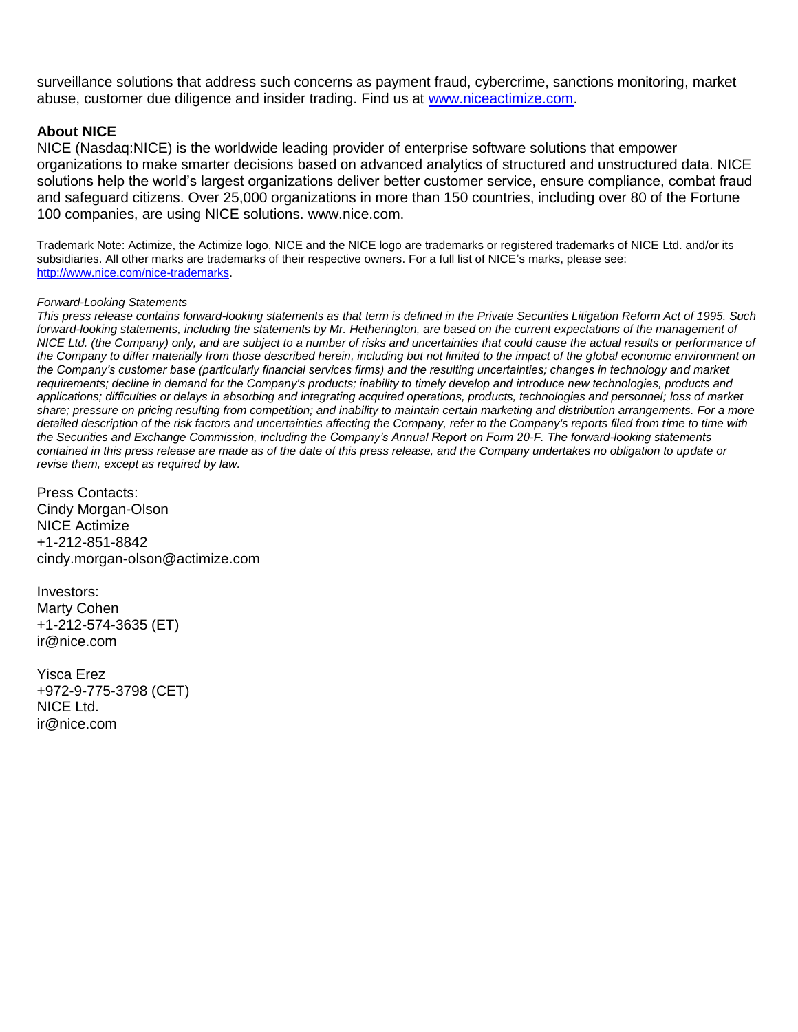surveillance solutions that address such concerns as payment fraud, cybercrime, sanctions monitoring, market abuse, customer due diligence and insider trading. Find us at [www.niceactimize.com](http://www.niceactimize.com).

**About NICE**

NICE (Nasdaq:NICE) is the worldwide leading provider of enterprise software solutions that empower organizations to make smarter decisions based on advanced analytics of structured and unstructured data. NICE solutions help the world's largest organizations deliver better customer service, ensure compliance, combat fraud and safeguard citizens. Over 25,000 organizations in more than 150 countries, including over 80 of the Fortune 100 companies, are using NICE solutions. www.nice.com.

Trademark Note: Actimize, the Actimize logo, NICE and the NICE logo are trademarks or registered trademarks of NICE Ltd. and/or its subsidiaries. All other marks are trademarks of their respective owners. For a full list of NICE's marks, please see: [http://www.nice.com/nice-trademarks](http://www.nice.com/nice-trademarks).

*Forward-Looking Statements*

*This press release contains forward-looking statements as that term is defined in the Private Securities Litigation Reform Act of 1995. Such forward-looking statements, including the statements by Mr. Hetherington, are based on the current expectations of the management of NICE Ltd. (the Company) only, and are subject to a number of risks and uncertainties that could cause the actual results or performance of the Company to differ materially from those described herein, including but not limited to the impact of the global economic environment on the Company's customer base (particularly financial services firms) and the resulting uncertainties; changes in technology and market requirements; decline in demand for the Company's products; inability to timely develop and introduce new technologies, products and applications; difficulties or delays in absorbing and integrating acquired operations, products, technologies and personnel; loss of market share; pressure on pricing resulting from competition; and inability to maintain certain marketing and distribution arrangements. For a more detailed description of the risk factors and uncertainties affecting the Company, refer to the Company's reports filed from time to time with the Securities and Exchange Commission, including the Company's Annual Report on Form 20-F. The forward-looking statements contained in this press release are made as of the date of this press release, and the Company undertakes no obligation to update or revise them, except as required by law.*

Press Contacts:
Cindy Morgan-Olson
NICE Actimize
+1-212-851-8842
cindy.morgan-olson@actimize.com

Investors:
Marty Cohen
+1-212-574-3635 (ET)
ir@nice.com

Yisca Erez
+972-9-775-3798 (CET)
NICE Ltd.
ir@nice.com